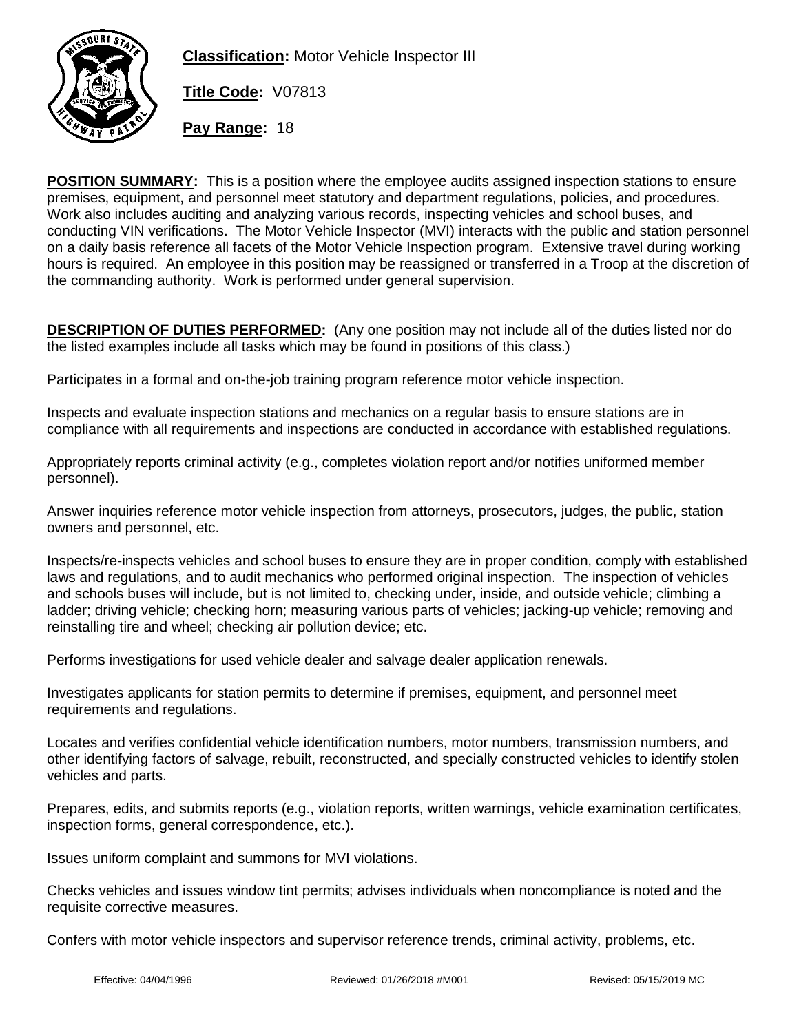**Classification:** Motor Vehicle Inspector III

**Title Code:** V07813

**Pay Range:** 18

**POSITION SUMMARY:** This is a position where the employee audits assigned inspection stations to ensure premises, equipment, and personnel meet statutory and department regulations, policies, and procedures. Work also includes auditing and analyzing various records, inspecting vehicles and school buses, and conducting VIN verifications. The Motor Vehicle Inspector (MVI) interacts with the public and station personnel on a daily basis reference all facets of the Motor Vehicle Inspection program. Extensive travel during working hours is required. An employee in this position may be reassigned or transferred in a Troop at the discretion of the commanding authority. Work is performed under general supervision.

**DESCRIPTION OF DUTIES PERFORMED:** (Any one position may not include all of the duties listed nor do the listed examples include all tasks which may be found in positions of this class.)

Participates in a formal and on-the-job training program reference motor vehicle inspection.

Inspects and evaluate inspection stations and mechanics on a regular basis to ensure stations are in compliance with all requirements and inspections are conducted in accordance with established regulations.

Appropriately reports criminal activity (e.g., completes violation report and/or notifies uniformed member personnel).

Answer inquiries reference motor vehicle inspection from attorneys, prosecutors, judges, the public, station owners and personnel, etc.

Inspects/re-inspects vehicles and school buses to ensure they are in proper condition, comply with established laws and regulations, and to audit mechanics who performed original inspection. The inspection of vehicles and schools buses will include, but is not limited to, checking under, inside, and outside vehicle; climbing a ladder; driving vehicle; checking horn; measuring various parts of vehicles; jacking-up vehicle; removing and reinstalling tire and wheel; checking air pollution device; etc.

Performs investigations for used vehicle dealer and salvage dealer application renewals.

Investigates applicants for station permits to determine if premises, equipment, and personnel meet requirements and regulations.

Locates and verifies confidential vehicle identification numbers, motor numbers, transmission numbers, and other identifying factors of salvage, rebuilt, reconstructed, and specially constructed vehicles to identify stolen vehicles and parts.

Prepares, edits, and submits reports (e.g., violation reports, written warnings, vehicle examination certificates, inspection forms, general correspondence, etc.).

Issues uniform complaint and summons for MVI violations.

Checks vehicles and issues window tint permits; advises individuals when noncompliance is noted and the requisite corrective measures.

Confers with motor vehicle inspectors and supervisor reference trends, criminal activity, problems, etc.

Effective: 04/04/1996 Reviewed: 01/26/2018 #M001 Revised: 05/15/2019 MC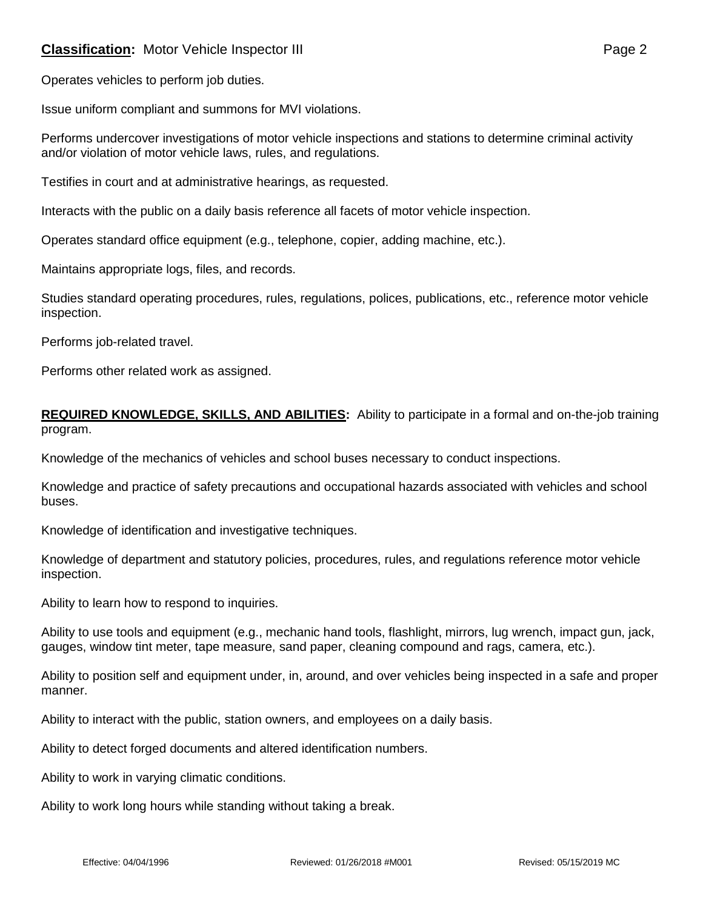Operates vehicles to perform job duties.

Issue uniform compliant and summons for MVI violations.

Performs undercover investigations of motor vehicle inspections and stations to determine criminal activity and/or violation of motor vehicle laws, rules, and regulations.

Testifies in court and at administrative hearings, as requested.

Interacts with the public on a daily basis reference all facets of motor vehicle inspection.

Operates standard office equipment (e.g., telephone, copier, adding machine, etc.).

Maintains appropriate logs, files, and records.

Studies standard operating procedures, rules, regulations, polices, publications, etc., reference motor vehicle inspection.

Performs job-related travel.

Performs other related work as assigned.

**REQUIRED KNOWLEDGE, SKILLS, AND ABILITIES:** Ability to participate in a formal and on-the-job training program.

Knowledge of the mechanics of vehicles and school buses necessary to conduct inspections.

Knowledge and practice of safety precautions and occupational hazards associated with vehicles and school buses.

Knowledge of identification and investigative techniques.

Knowledge of department and statutory policies, procedures, rules, and regulations reference motor vehicle inspection.

Ability to learn how to respond to inquiries.

Ability to use tools and equipment (e.g., mechanic hand tools, flashlight, mirrors, lug wrench, impact gun, jack, gauges, window tint meter, tape measure, sand paper, cleaning compound and rags, camera, etc.).

Ability to position self and equipment under, in, around, and over vehicles being inspected in a safe and proper manner.

Ability to interact with the public, station owners, and employees on a daily basis.

Ability to detect forged documents and altered identification numbers.

Ability to work in varying climatic conditions.

Ability to work long hours while standing without taking a break.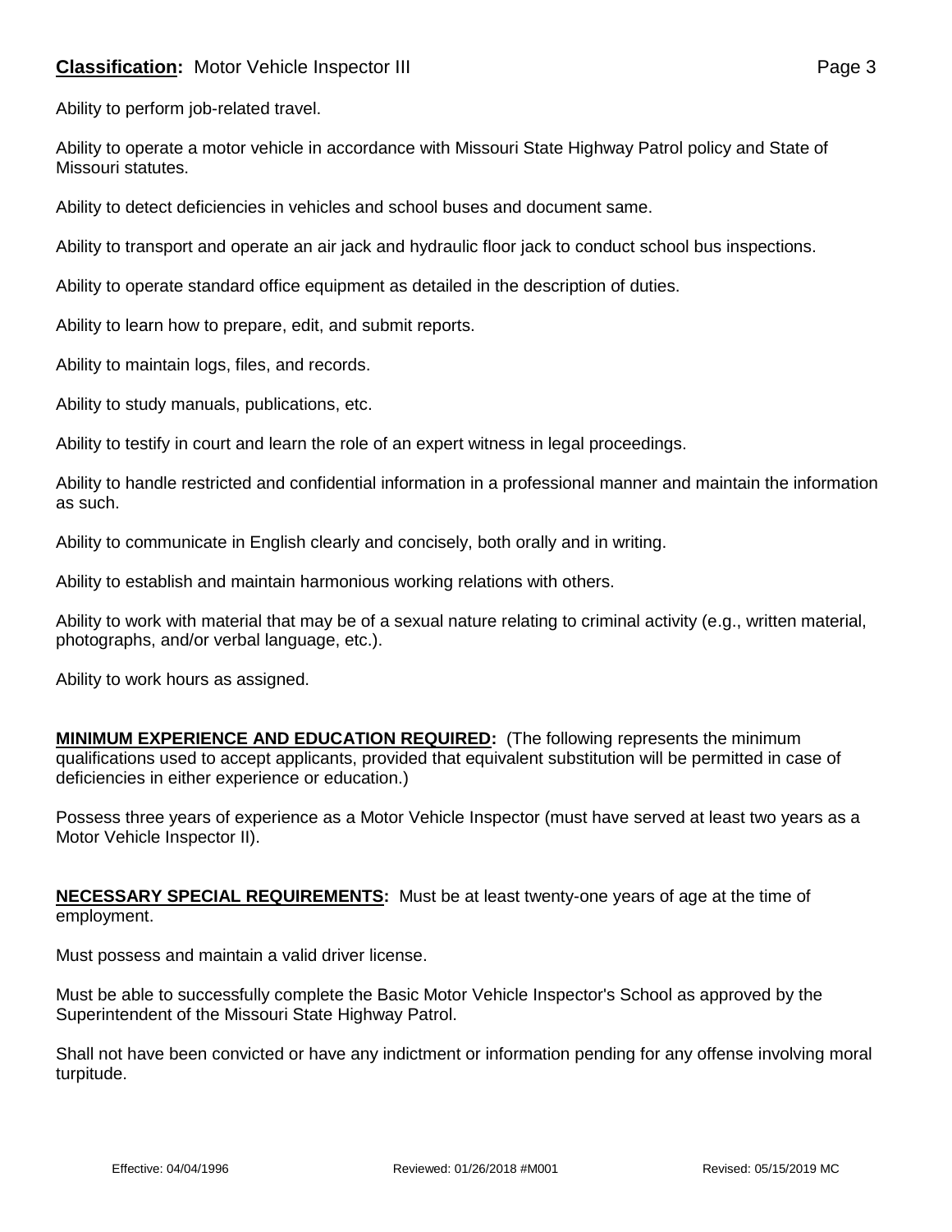Ability to perform job-related travel.

Ability to operate a motor vehicle in accordance with Missouri State Highway Patrol policy and State of Missouri statutes.

Ability to detect deficiencies in vehicles and school buses and document same.

Ability to transport and operate an air jack and hydraulic floor jack to conduct school bus inspections.

Ability to operate standard office equipment as detailed in the description of duties.

Ability to learn how to prepare, edit, and submit reports.

Ability to maintain logs, files, and records.

Ability to study manuals, publications, etc.

Ability to testify in court and learn the role of an expert witness in legal proceedings.

Ability to handle restricted and confidential information in a professional manner and maintain the information as such.

Ability to communicate in English clearly and concisely, both orally and in writing.

Ability to establish and maintain harmonious working relations with others.

Ability to work with material that may be of a sexual nature relating to criminal activity (e.g., written material, photographs, and/or verbal language, etc.).

Ability to work hours as assigned.

**MINIMUM EXPERIENCE AND EDUCATION REQUIRED:** (The following represents the minimum qualifications used to accept applicants, provided that equivalent substitution will be permitted in case of deficiencies in either experience or education.)

Possess three years of experience as a Motor Vehicle Inspector (must have served at least two years as a Motor Vehicle Inspector II).

**NECESSARY SPECIAL REQUIREMENTS:** Must be at least twenty-one years of age at the time of employment.

Must possess and maintain a valid driver license.

Must be able to successfully complete the Basic Motor Vehicle Inspector's School as approved by the Superintendent of the Missouri State Highway Patrol.

Shall not have been convicted or have any indictment or information pending for any offense involving moral turpitude.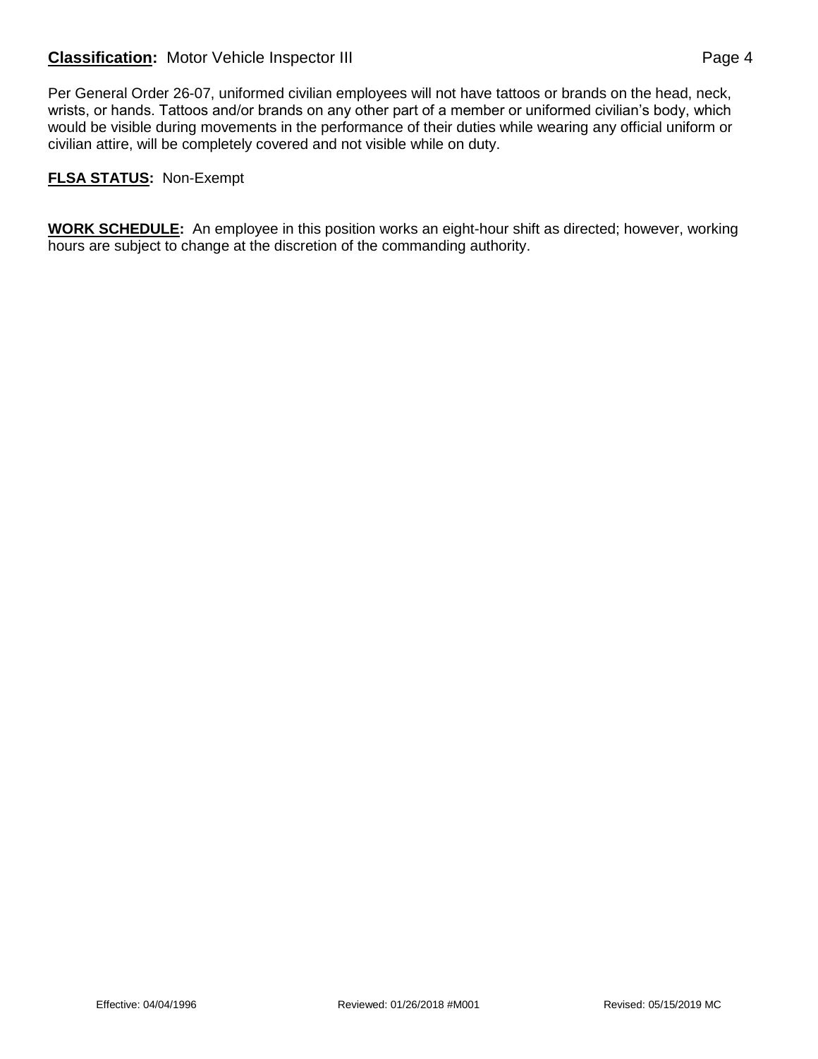Per General Order 26-07, uniformed civilian employees will not have tattoos or brands on the head, neck, wrists, or hands. Tattoos and/or brands on any other part of a member or uniformed civilian's body, which would be visible during movements in the performance of their duties while wearing any official uniform or civilian attire, will be completely covered and not visible while on duty.

**FLSA STATUS:** Non-Exempt

**WORK SCHEDULE:** An employee in this position works an eight-hour shift as directed; however, working hours are subject to change at the discretion of the commanding authority.